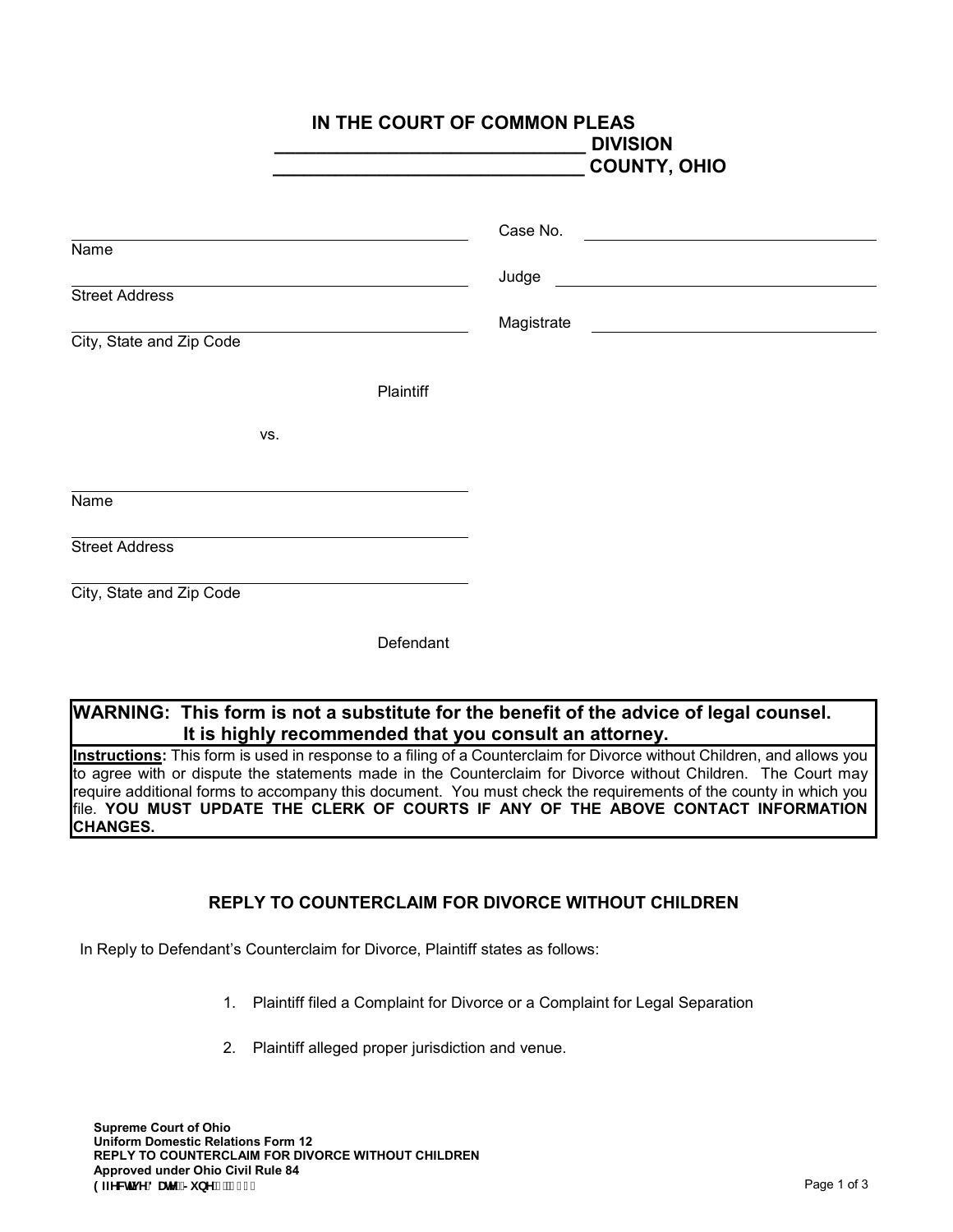**IN THE COURT OF COMMON PLEAS**
**_______________________________ DIVISION**
**_______________________________ COUNTY, OHIO**

| | |
|---|---|
| ______________________________ | Case No. ______________________ |
| Name | |
| ______________________________ | Judge ______________________ |
| Street Address | |
| ______________________________ | Magistrate ______________________ |
| City, State and Zip Code | |

Plaintiff

vs.

______________________________
Name

______________________________
Street Address

______________________________
City, State and Zip Code

Defendant

**WARNING: This form is not a substitute for the benefit of the advice of legal counsel. It is highly recommended that you consult an attorney.**

**Instructions:** This form is used in response to a filing of a Counterclaim for Divorce without Children, and allows you to agree with or dispute the statements made in the Counterclaim for Divorce without Children. The Court may require additional forms to accompany this document. You must check the requirements of the county in which you file. **YOU MUST UPDATE THE CLERK OF COURTS IF ANY OF THE ABOVE CONTACT INFORMATION CHANGES.**

## REPLY TO COUNTERCLAIM FOR DIVORCE WITHOUT CHILDREN

In Reply to Defendant's Counterclaim for Divorce, Plaintiff states as follows:

1. Plaintiff filed a Complaint for Divorce or a Complaint for Legal Separation

2. Plaintiff alleged proper jurisdiction and venue.

**Supreme Court of Ohio**
**Uniform Domestic Relations Form 12**
**REPLY TO COUNTERCLAIM FOR DIVORCE WITHOUT CHILDREN**
**Approved under Ohio Civil Rule 84**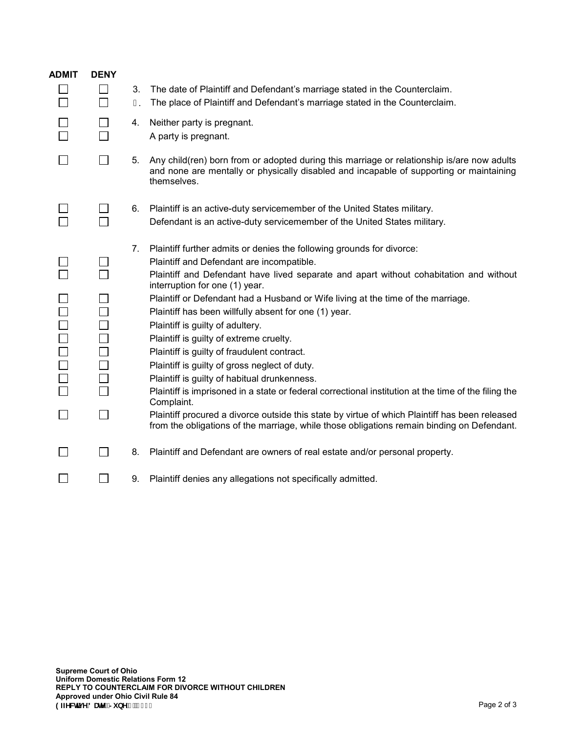| ADMIT | DENY | | |
|---|---|---|---|
| ☐ | ☐ | 3. | The date of Plaintiff and Defendant's marriage stated in the Counterclaim. |
| ☐ | ☐ | . | The place of Plaintiff and Defendant's marriage stated in the Counterclaim. |
| ☐ | ☐ | 4. | Neither party is pregnant. |
| ☐ | ☐ | | A party is pregnant. |
| ☐ | ☐ | 5. | Any child(ren) born from or adopted during this marriage or relationship is/are now adults and none are mentally or physically disabled and incapable of supporting or maintaining themselves. |
| ☐ | ☐ | 6. | Plaintiff is an active-duty servicemember of the United States military. |
| ☐ | ☐ | | Defendant is an active-duty servicemember of the United States military. |
| | | 7. | Plaintiff further admits or denies the following grounds for divorce: |
| ☐ | ☐ | | Plaintiff and Defendant are incompatible. |
| ☐ | ☐ | | Plaintiff and Defendant have lived separate and apart without cohabitation and without interruption for one (1) year. |
| ☐ | ☐ | | Plaintiff or Defendant had a Husband or Wife living at the time of the marriage. |
| ☐ | ☐ | | Plaintiff has been willfully absent for one (1) year. |
| ☐ | ☐ | | Plaintiff is guilty of adultery. |
| ☐ | ☐ | | Plaintiff is guilty of extreme cruelty. |
| ☐ | ☐ | | Plaintiff is guilty of fraudulent contract. |
| ☐ | ☐ | | Plaintiff is guilty of gross neglect of duty. |
| ☐ | ☐ | | Plaintiff is guilty of habitual drunkenness. |
| ☐ | ☐ | | Plaintiff is imprisoned in a state or federal correctional institution at the time of the filing the Complaint. |
| ☐ | ☐ | | Plaintiff procured a divorce outside this state by virtue of which Plaintiff has been released from the obligations of the marriage, while those obligations remain binding on Defendant. |
| ☐ | ☐ | 8. | Plaintiff and Defendant are owners of real estate and/or personal property. |
| ☐ | ☐ | 9. | Plaintiff denies any allegations not specifically admitted. |

**Supreme Court of Ohio**
**Uniform Domestic Relations Form 12**
**REPLY TO COUNTERCLAIM FOR DIVORCE WITHOUT CHILDREN**
**Approved under Ohio Civil Rule 84**
**Effective Date: June**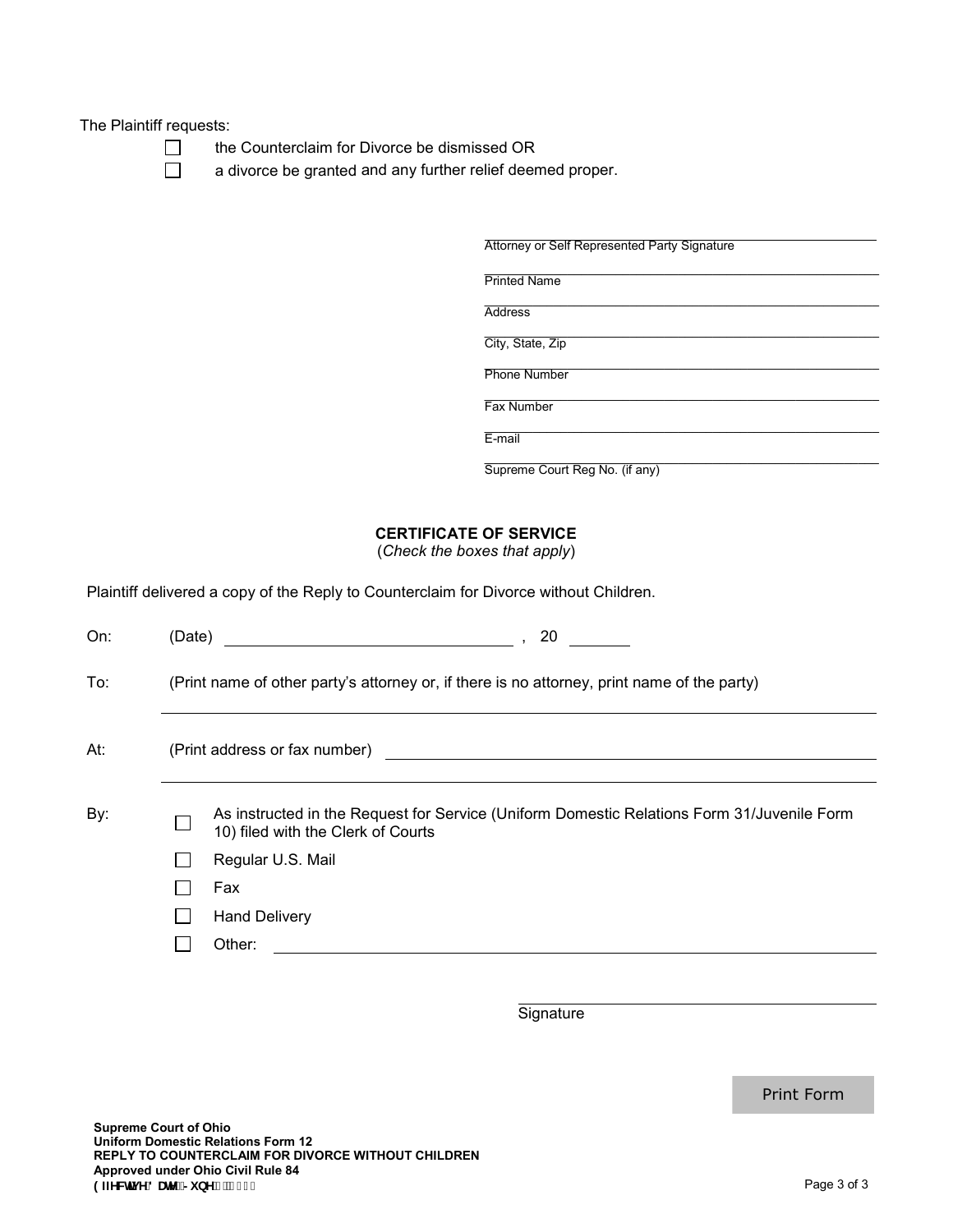The Plaintiff requests:

- ☐ the Counterclaim for Divorce be dismissed OR
- ☐ a divorce be granted and any further relief deemed proper.

\_\_\_\_\_\_\_\_\_\_\_\_\_\_\_\_\_\_\_\_\_\_\_\_\_\_\_\_\_\_\_\_\_\_\_\_\_\_\_\_
Attorney or Self Represented Party Signature

\_\_\_\_\_\_\_\_\_\_\_\_\_\_\_\_\_\_\_\_\_\_\_\_\_\_\_\_\_\_\_\_\_\_\_\_\_\_\_\_
Printed Name

\_\_\_\_\_\_\_\_\_\_\_\_\_\_\_\_\_\_\_\_\_\_\_\_\_\_\_\_\_\_\_\_\_\_\_\_\_\_\_\_
Address

\_\_\_\_\_\_\_\_\_\_\_\_\_\_\_\_\_\_\_\_\_\_\_\_\_\_\_\_\_\_\_\_\_\_\_\_\_\_\_\_
City, State, Zip

\_\_\_\_\_\_\_\_\_\_\_\_\_\_\_\_\_\_\_\_\_\_\_\_\_\_\_\_\_\_\_\_\_\_\_\_\_\_\_\_
Phone Number

\_\_\_\_\_\_\_\_\_\_\_\_\_\_\_\_\_\_\_\_\_\_\_\_\_\_\_\_\_\_\_\_\_\_\_\_\_\_\_\_
Fax Number

\_\_\_\_\_\_\_\_\_\_\_\_\_\_\_\_\_\_\_\_\_\_\_\_\_\_\_\_\_\_\_\_\_\_\_\_\_\_\_\_
E-mail

\_\_\_\_\_\_\_\_\_\_\_\_\_\_\_\_\_\_\_\_\_\_\_\_\_\_\_\_\_\_\_\_\_\_\_\_\_\_\_\_
Supreme Court Reg No. (if any)

## CERTIFICATE OF SERVICE

(*Check the boxes that apply*)

Plaintiff delivered a copy of the Reply to Counterclaim for Divorce without Children.

On: (Date) \_\_\_\_\_\_\_\_\_\_\_\_\_\_\_\_\_\_\_\_\_\_\_\_\_\_\_\_\_\_, 20 \_\_\_\_\_\_

To: (Print name of other party's attorney or, if there is no attorney, print name of the party)

\_\_\_\_\_\_\_\_\_\_\_\_\_\_\_\_\_\_\_\_\_\_\_\_\_\_\_\_\_\_\_\_\_\_\_\_\_\_\_\_\_\_\_\_\_\_\_\_\_\_\_\_\_\_\_\_\_\_\_\_\_\_\_\_\_\_\_\_\_\_\_\_\_\_\_\_

At: (Print address or fax number) \_\_\_\_\_\_\_\_\_\_\_\_\_\_\_\_\_\_\_\_\_\_\_\_\_\_\_\_\_\_\_\_\_\_\_\_\_\_\_\_\_\_\_\_\_\_\_\_

\_\_\_\_\_\_\_\_\_\_\_\_\_\_\_\_\_\_\_\_\_\_\_\_\_\_\_\_\_\_\_\_\_\_\_\_\_\_\_\_\_\_\_\_\_\_\_\_\_\_\_\_\_\_\_\_\_\_\_\_\_\_\_\_\_\_\_\_\_\_\_\_\_\_\_\_

By:

- ☐ As instructed in the Request for Service (Uniform Domestic Relations Form 31/Juvenile Form 10) filed with the Clerk of Courts
- ☐ Regular U.S. Mail
- ☐ Fax
- ☐ Hand Delivery
- ☐ Other: \_\_\_\_\_\_\_\_\_\_\_\_\_\_\_\_\_\_\_\_\_\_\_\_\_\_\_\_\_\_\_\_\_\_\_\_\_\_\_\_\_\_\_\_\_\_\_\_

\_\_\_\_\_\_\_\_\_\_\_\_\_\_\_\_\_\_\_\_\_\_\_\_\_\_\_\_\_\_\_\_\_\_\_\_\_\_\_\_
Signature

Print Form

**Supreme Court of Ohio**
**Uniform Domestic Relations Form 12**
**REPLY TO COUNTERCLAIM FOR DIVORCE WITHOUT CHILDREN**
**Approved under Ohio Civil Rule 84**
**Effective Date: June ...**